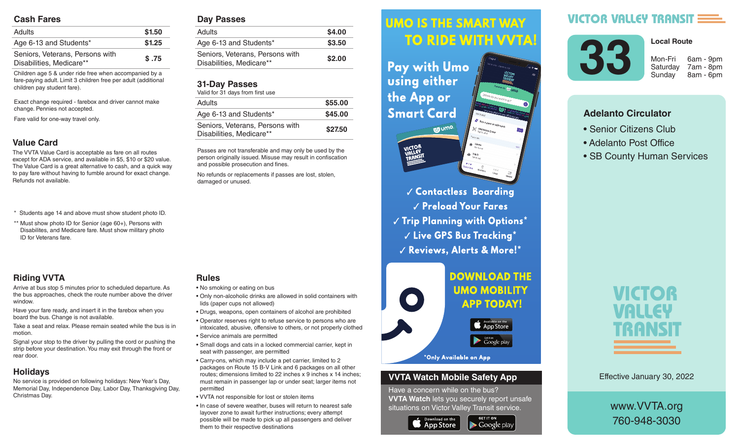## Cash Fares

| | |
|---|---|
| Adults | $1.50 |
| Age 6-13 and Students* | $1.25 |
| Seniors, Veterans, Persons with Disabilities, Medicare** | $ .75 |

Children age 5 & under ride free when accompanied by a fare-paying adult. Limit 3 children free per adult (additional children pay student fare).

Exact change required - farebox and driver cannot make change. Pennies not accepted.

Fare valid for one-way travel only.

## Value Card

The VVTA Value Card is acceptable as fare on all routes except for ADA service, and available in $5, $10 or $20 value. The Value Card is a great alternative to cash, and a quick way to pay fare without having to fumble around for exact change. Refunds not available.

\* Students age 14 and above must show student photo ID.

\*\* Must show photo ID for Senior (age 60+), Persons with Disabilites, and Medicare fare. Must show military photo ID for Veterans fare.

## Day Passes

| | |
|---|---|
| Adults | $4.00 |
| Age 6-13 and Students* | $3.50 |
| Seniors, Veterans, Persons with Disabilities, Medicare** | $2.00 |

## 31-Day Passes

Valid for 31 days from first use

| | |
|---|---|
| Adults | $55.00 |
| Age 6-13 and Students* | $45.00 |
| Seniors, Veterans, Persons with Disabilities, Medicare** | $27.50 |

Passes are not transferable and may only be used by the person originally issued. Misuse may result in confiscation and possible prosecution and fines.

No refunds or replacements if passes are lost, stolen, damaged or unused.

## Riding VVTA

Arrive at bus stop 5 minutes prior to scheduled departure. As the bus approaches, check the route number above the driver window.

Have your fare ready, and insert it in the farebox when you board the bus. Change is not available.

Take a seat and relax. Please remain seated while the bus is in motion.

Signal your stop to the driver by pulling the cord or pushing the strip before your destination. You may exit through the front or rear door.

## Holidays

No service is provided on following holidays: New Year's Day, Memorial Day, Independence Day, Labor Day, Thanksgiving Day, Christmas Day.

## Rules

- No smoking or eating on bus
- Only non-alcoholic drinks are allowed in solid containers with lids (paper cups not allowed)
- Drugs, weapons, open containers of alcohol are prohibited
- Operator reserves right to refuse service to persons who are intoxicated, abusive, offensive to others, or not properly clothed
- Service animals are permitted
- Small dogs and cats in a locked commercial carrier, kept in seat with passenger, are permitted
- Carry-ons, which may include a pet carrier, limited to 2 packages on Route 15 B-V Link and 6 packages on all other routes; dimensions limited to 22 inches x 9 inches x 14 inches; must remain in passenger lap or under seat; larger items not permitted
- VVTA not responsible for lost or stolen items
- In case of severe weather, buses will return to nearest safe layover zone to await further instructions; every attempt possible will be made to pick up all passengers and deliver them to their respective destinations

## UMO IS THE SMART WAY TO RIDE WITH VVTA!

Pay with Umo using either the App or Smart Card

✓ Contactless Boarding
✓ Preload Your Fares
✓ Trip Planning with Options*
✓ Live GPS Bus Tracking*
✓ Reviews, Alerts & More!*

DOWNLOAD THE UMO MOBILITY APP TODAY!

Available on the App Store | Get it on Google play

*Only Available on App

## VVTA Watch Mobile Safety App

Have a concern while on the bus?
**VVTA Watch** lets you securely report unsafe situations on Victor Valley Transit service.

Download on the App Store | Get it on Google play

# VICTOR VALLEY TRANSIT

# 33

**Local Route**

| | |
|---|---|
| Mon-Fri | 6am - 9pm |
| Saturday | 7am - 8pm |
| Sunday | 8am - 6pm |

## Adelanto Circulator

- Senior Citizens Club
- Adelanto Post Office
- SB County Human Services

VICTOR VALLEY TRANSIT

Effective January 30, 2022

www.VVTA.org
760-948-3030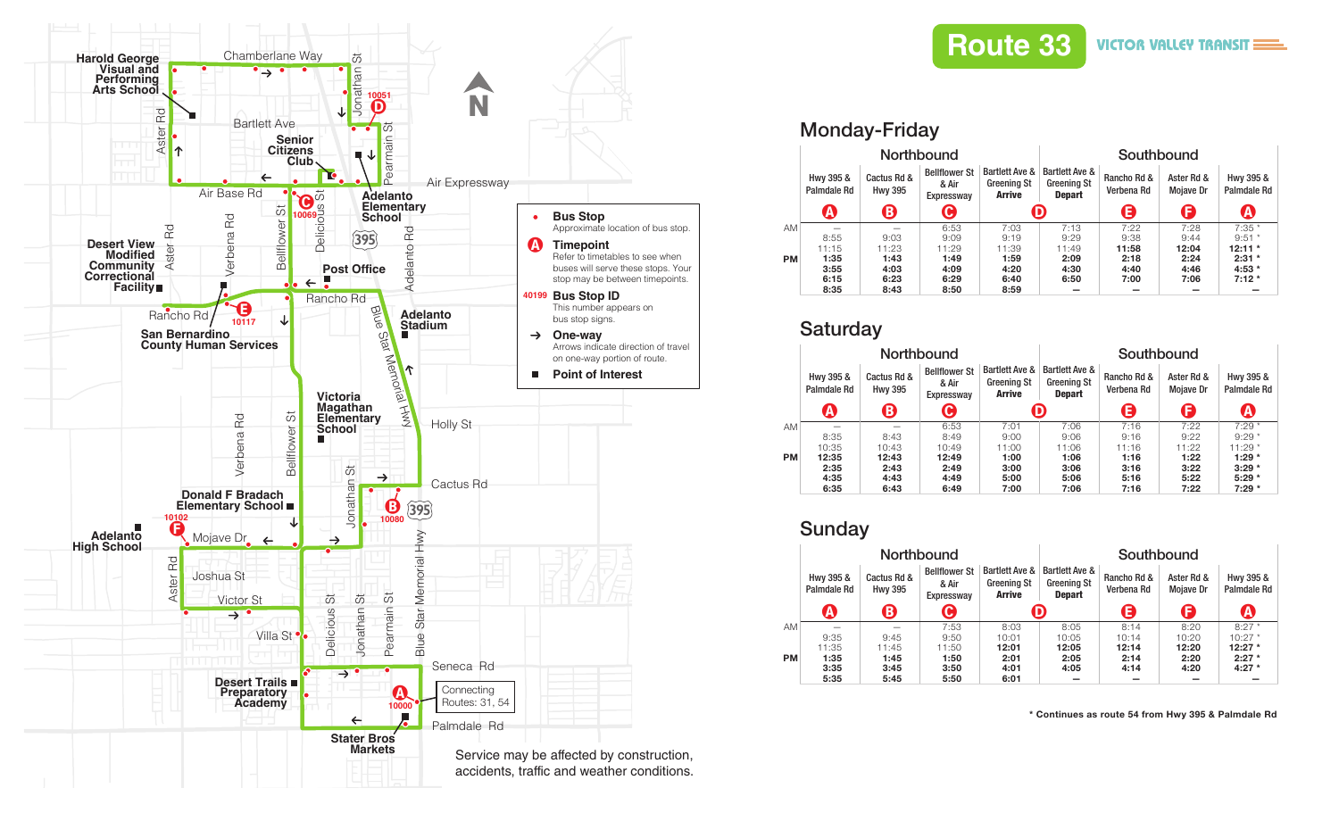# Route 33

VICTOR VALLEY TRANSIT

Harold George Visual and Performing Arts School
Chamberlane Way
Jonathan St
10051
D
Bartlett Ave
Aster Rd
Senior Citizens Club
Pearmain St
Air Base Rd
Air Expressway
C
10069
Delicious St
Adelanto Elementary School
395
Desert View Modified Community Correctional Facility
Aster Rd
Verbena Rd
Bellflower St
Adelanto Rd
Post Office
Rancho Rd
Rancho Rd
E
10117
San Bernardino County Human Services
Blue Star Memorial Hwy
Adelanto Stadium
Victoria Magathan Elementary School
Holly St
Verbena Rd
Bellflower St
Jonathan St
Cactus Rd
B
10080
395
Donald F Bradach Elementary School
10102
F
Mojave Dr
Adelanto High School
Aster Rd
Joshua St
Victor St
Villa St
Blue Star Memorial Hwy
Delicious St
Jonathan St
Pearmain St
Seneca Rd
Desert Trails Preparatory Academy
A
10000
Connecting Routes: 31, 54
Palmdale Rd
Stater Bros Markets

- **Bus Stop** — Approximate location of bus stop.
- **Timepoint** — Refer to timetables to see when buses will serve these stops. Your stop may be between timepoints.
- 40199 **Bus Stop ID** — This number appears on bus stop signs.
- **One-way** — Arrows indicate direction of travel on one-way portion of route.
- **Point of Interest**

Service may be affected by construction, accidents, traffic and weather conditions.

## Monday-Friday

| | Northbound | | | | Southbound | | | |
|---|---|---|---|---|---|---|---|---|
| | Hwy 395 & Palmdale Rd (A) | Cactus Rd & Hwy 395 (B) | Bellflower St & Air Expressway (C) | Bartlett Ave & Greening St Arrive (D) | Bartlett Ave & Greening St Depart (D) | Rancho Rd & Verbena Rd (E) | Aster Rd & Mojave Dr (F) | Hwy 395 & Palmdale Rd (A) |
| AM | — | — | 6:53 | 7:03 | 7:13 | 7:22 | 7:28 | 7:35 * |
| | 8:55 | 9:03 | 9:09 | 9:19 | 9:29 | 9:38 | 9:44 | 9:51 * |
| | 11:15 | 11:23 | 11:29 | 11:39 | 11:49 | **11:58** | **12:04** | **12:11 *** |
| PM | **1:35** | **1:43** | **1:49** | **1:59** | **2:09** | **2:18** | **2:24** | **2:31 *** |
| | **3:55** | **4:03** | **4:09** | **4:20** | **4:30** | **4:40** | **4:46** | **4:53 *** |
| | **6:15** | **6:23** | **6:29** | **6:40** | **6:50** | **7:00** | **7:06** | **7:12 *** |
| | **8:35** | **8:43** | **8:50** | **8:59** | — | — | — | — |

## Saturday

| | Northbound | | | | Southbound | | | |
|---|---|---|---|---|---|---|---|---|
| | Hwy 395 & Palmdale Rd (A) | Cactus Rd & Hwy 395 (B) | Bellflower St & Air Expressway (C) | Bartlett Ave & Greening St Arrive (D) | Bartlett Ave & Greening St Depart (D) | Rancho Rd & Verbena Rd (E) | Aster Rd & Mojave Dr (F) | Hwy 395 & Palmdale Rd (A) |
| AM | — | — | 6:53 | 7:01 | 7:06 | 7:16 | 7:22 | 7:29 * |
| | 8:35 | 8:43 | 8:49 | 9:00 | 9:06 | 9:16 | 9:22 | 9:29 * |
| | 10:35 | 10:43 | 10:49 | 11:00 | 11:06 | 11:16 | 11:22 | 11:29 * |
| PM | **12:35** | **12:43** | **12:49** | **1:00** | **1:06** | **1:16** | **1:22** | **1:29 *** |
| | **2:35** | **2:43** | **2:49** | **3:00** | **3:06** | **3:16** | **3:22** | **3:29 *** |
| | **4:35** | **4:43** | **4:49** | **5:00** | **5:06** | **5:16** | **5:22** | **5:29 *** |
| | **6:35** | **6:43** | **6:49** | **7:00** | **7:06** | **7:16** | **7:22** | **7:29 *** |

## Sunday

| | Northbound | | | | Southbound | | | |
|---|---|---|---|---|---|---|---|---|
| | Hwy 395 & Palmdale Rd (A) | Cactus Rd & Hwy 395 (B) | Bellflower St & Air Expressway (C) | Bartlett Ave & Greening St Arrive (D) | Bartlett Ave & Greening St Depart (D) | Rancho Rd & Verbena Rd (E) | Aster Rd & Mojave Dr (F) | Hwy 395 & Palmdale Rd (A) |
| AM | — | — | 7:53 | 8:03 | 8:05 | 8:14 | 8:20 | 8:27 * |
| | 9:35 | 9:45 | 9:50 | 10:01 | 10:05 | 10:14 | 10:20 | 10:27 * |
| | 11:35 | 11:45 | 11:50 | **12:01** | **12:05** | **12:14** | **12:20** | **12:27 *** |
| PM | **1:35** | **1:45** | **1:50** | **2:01** | **2:05** | **2:14** | **2:20** | **2:27 *** |
| | **3:35** | **3:45** | **3:50** | **4:01** | **4:05** | **4:14** | **4:20** | **4:27 *** |
| | **5:35** | **5:45** | **5:50** | **6:01** | — | — | — | — |

\* Continues as route 54 from Hwy 395 & Palmdale Rd